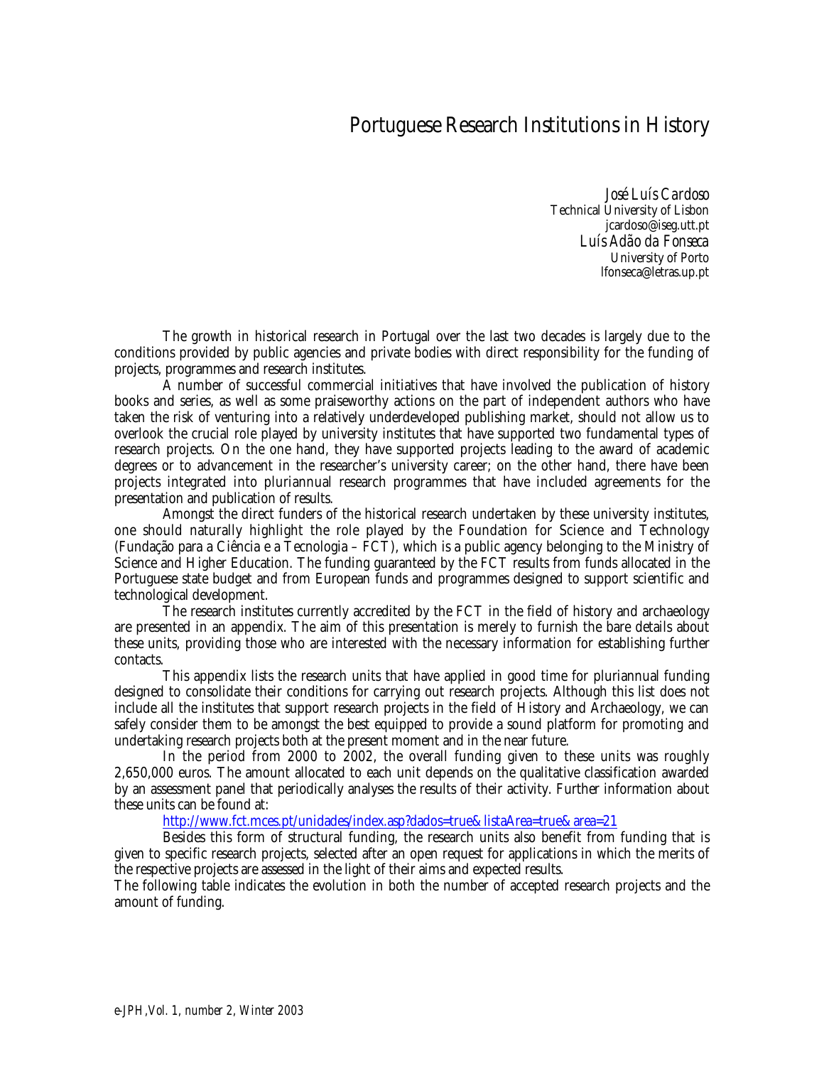# Portuguese Research Institutions in History

*José Luís Cardoso*
Technical University of Lisbon
jcardoso@iseg.utt.pt
*Luís Adão da Fonseca*
University of Porto
lfonseca@letras.up.pt

The growth in historical research in Portugal over the last two decades is largely due to the conditions provided by public agencies and private bodies with direct responsibility for the funding of projects, programmes and research institutes.

A number of successful commercial initiatives that have involved the publication of history books and series, as well as some praiseworthy actions on the part of independent authors who have taken the risk of venturing into a relatively underdeveloped publishing market, should not allow us to overlook the crucial role played by university institutes that have supported two fundamental types of research projects. On the one hand, they have supported projects leading to the award of academic degrees or to advancement in the researcher's university career; on the other hand, there have been projects integrated into pluriannual research programmes that have included agreements for the presentation and publication of results.

Amongst the direct funders of the historical research undertaken by these university institutes, one should naturally highlight the role played by the Foundation for Science and Technology (Fundação para a Ciência e a Tecnologia – FCT), which is a public agency belonging to the Ministry of Science and Higher Education. The funding guaranteed by the FCT results from funds allocated in the Portuguese state budget and from European funds and programmes designed to support scientific and technological development.

The research institutes currently accredited by the FCT in the field of history and archaeology are presented in an appendix. The aim of this presentation is merely to furnish the bare details about these units, providing those who are interested with the necessary information for establishing further contacts.

This appendix lists the research units that have applied in good time for pluriannual funding designed to consolidate their conditions for carrying out research projects. Although this list does not include all the institutes that support research projects in the field of History and Archaeology, we can safely consider them to be amongst the best equipped to provide a sound platform for promoting and undertaking research projects both at the present moment and in the near future.

In the period from 2000 to 2002, the overall funding given to these units was roughly 2,650,000 euros. The amount allocated to each unit depends on the qualitative classification awarded by an assessment panel that periodically analyses the results of their activity. Further information about these units can be found at:

http://www.fct.mces.pt/unidades/index.asp?dados=true&listaArea=true&area=21

Besides this form of structural funding, the research units also benefit from funding that is given to specific research projects, selected after an open request for applications in which the merits of the respective projects are assessed in the light of their aims and expected results.

The following table indicates the evolution in both the number of accepted research projects and the amount of funding.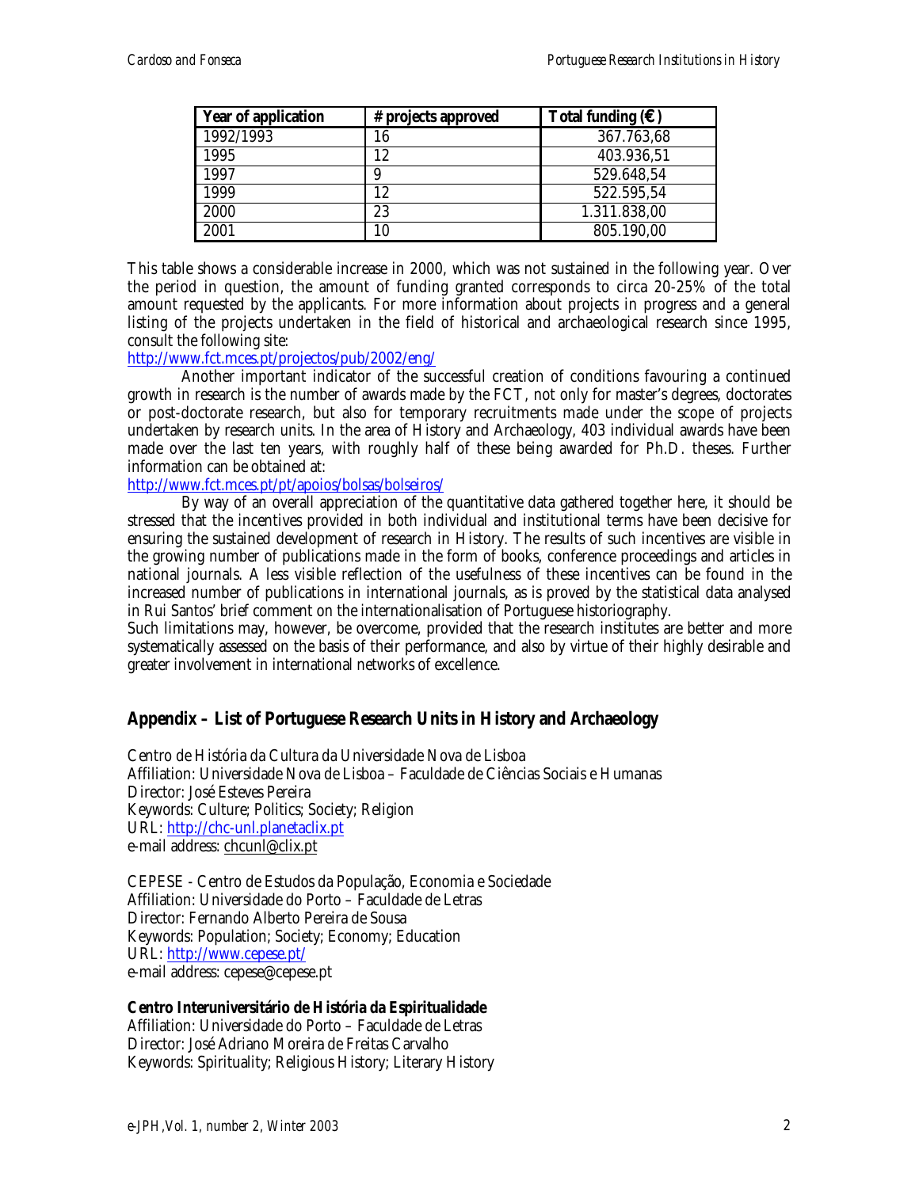| Year of application | # projects approved | Total funding (€) |
|---|---|---|
| 1992/1993 | 16 | 367.763,68 |
| 1995 | 12 | 403.936,51 |
| 1997 | 9 | 529.648,54 |
| 1999 | 12 | 522.595,54 |
| 2000 | 23 | 1.311.838,00 |
| 2001 | 10 | 805.190,00 |

This table shows a considerable increase in 2000, which was not sustained in the following year. Over the period in question, the amount of funding granted corresponds to circa 20-25% of the total amount requested by the applicants. For more information about projects in progress and a general listing of the projects undertaken in the field of historical and archaeological research since 1995, consult the following site:
http://www.fct.mces.pt/projectos/pub/2002/eng/

Another important indicator of the successful creation of conditions favouring a continued growth in research is the number of awards made by the FCT, not only for master's degrees, doctorates or post-doctorate research, but also for temporary recruitments made under the scope of projects undertaken by research units. In the area of History and Archaeology, 403 individual awards have been made over the last ten years, with roughly half of these being awarded for Ph.D. theses. Further information can be obtained at:
http://www.fct.mces.pt/pt/apoios/bolsas/bolseiros/

By way of an overall appreciation of the quantitative data gathered together here, it should be stressed that the incentives provided in both individual and institutional terms have been decisive for ensuring the sustained development of research in History. The results of such incentives are visible in the growing number of publications made in the form of books, conference proceedings and articles in national journals. A less visible reflection of the usefulness of these incentives can be found in the increased number of publications in international journals, as is proved by the statistical data analysed in Rui Santos' brief comment on the internationalisation of Portuguese historiography.
Such limitations may, however, be overcome, provided that the research institutes are better and more systematically assessed on the basis of their performance, and also by virtue of their highly desirable and greater involvement in international networks of excellence.

## Appendix – List of Portuguese Research Units in History and Archaeology

Centro de História da Cultura da Universidade Nova de Lisboa
Affiliation: Universidade Nova de Lisboa – Faculdade de Ciências Sociais e Humanas
Director: José Esteves Pereira
Keywords: Culture; Politics; Society; Religion
URL: http://chc-unl.planetaclix.pt
e-mail address: chcunl@clix.pt

CEPESE - Centro de Estudos da População, Economia e Sociedade
Affiliation: Universidade do Porto – Faculdade de Letras
Director: Fernando Alberto Pereira de Sousa
Keywords: Population; Society; Economy; Education
URL: http://www.cepese.pt/
e-mail address: cepese@cepese.pt

**Centro Interuniversitário de História da Espiritualidade**
Affiliation: Universidade do Porto – Faculdade de Letras
Director: José Adriano Moreira de Freitas Carvalho
Keywords: Spirituality; Religious History; Literary History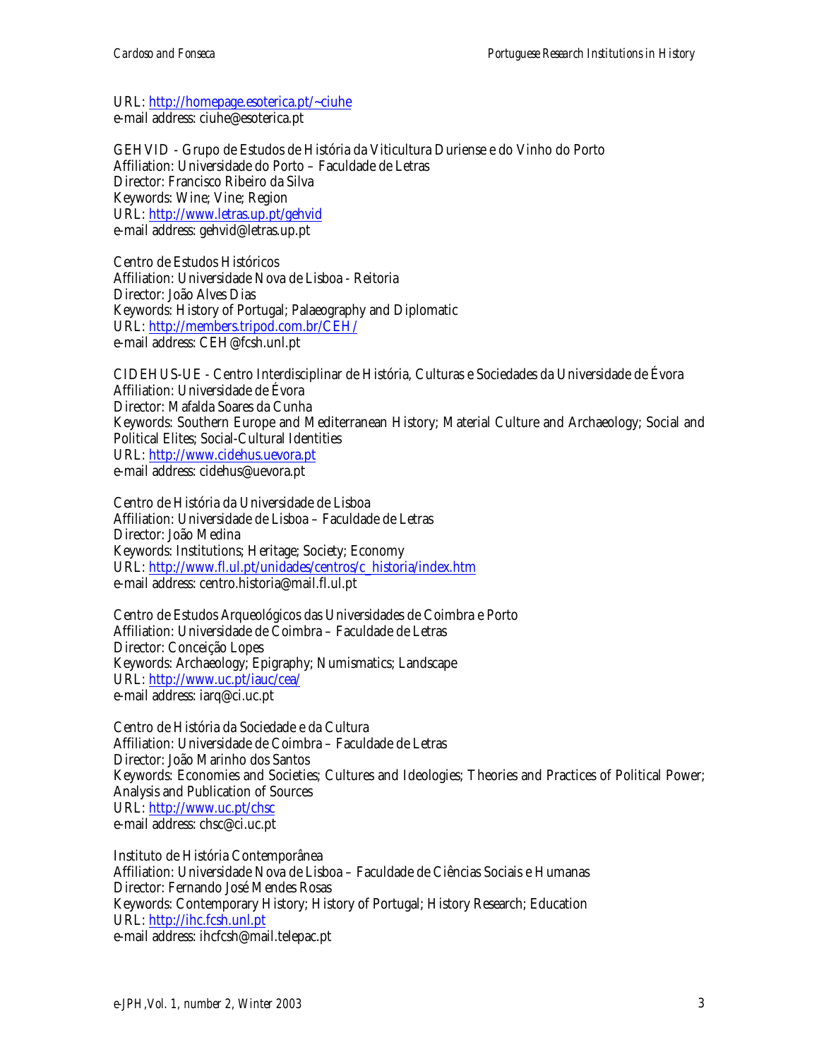URL: http://homepage.esoterica.pt/~ciuhe
e-mail address: ciuhe@esoterica.pt

GEHVID - Grupo de Estudos de História da Viticultura Duriense e do Vinho do Porto
Affiliation: Universidade do Porto – Faculdade de Letras
Director: Francisco Ribeiro da Silva
Keywords: Wine; Vine; Region
URL: http://www.letras.up.pt/gehvid
e-mail address: gehvid@letras.up.pt

Centro de Estudos Históricos
Affiliation: Universidade Nova de Lisboa - Reitoria
Director: João Alves Dias
Keywords: History of Portugal; Palaeography and Diplomatic
URL: http://members.tripod.com.br/CEH/
e-mail address: CEH@fcsh.unl.pt

CIDEHUS-UE - Centro Interdisciplinar de História, Culturas e Sociedades da Universidade de Évora
Affiliation: Universidade de Évora
Director: Mafalda Soares da Cunha
Keywords: Southern Europe and Mediterranean History; Material Culture and Archaeology; Social and Political Elites; Social-Cultural Identities
URL: http://www.cidehus.uevora.pt
e-mail address: cidehus@uevora.pt

Centro de História da Universidade de Lisboa
Affiliation: Universidade de Lisboa – Faculdade de Letras
Director: João Medina
Keywords: Institutions; Heritage; Society; Economy
URL: http://www.fl.ul.pt/unidades/centros/c_historia/index.htm
e-mail address: centro.historia@mail.fl.ul.pt

Centro de Estudos Arqueológicos das Universidades de Coimbra e Porto
Affiliation: Universidade de Coimbra – Faculdade de Letras
Director: Conceição Lopes
Keywords: Archaeology; Epigraphy; Numismatics; Landscape
URL: http://www.uc.pt/iauc/cea/
e-mail address: iarq@ci.uc.pt

Centro de História da Sociedade e da Cultura
Affiliation: Universidade de Coimbra – Faculdade de Letras
Director: João Marinho dos Santos
Keywords: Economies and Societies; Cultures and Ideologies; Theories and Practices of Political Power; Analysis and Publication of Sources
URL: http://www.uc.pt/chsc
e-mail address: chsc@ci.uc.pt

Instituto de História Contemporânea
Affiliation: Universidade Nova de Lisboa – Faculdade de Ciências Sociais e Humanas
Director: Fernando José Mendes Rosas
Keywords: Contemporary History; History of Portugal; History Research; Education
URL: http://ihc.fcsh.unl.pt
e-mail address: ihcfcsh@mail.telepac.pt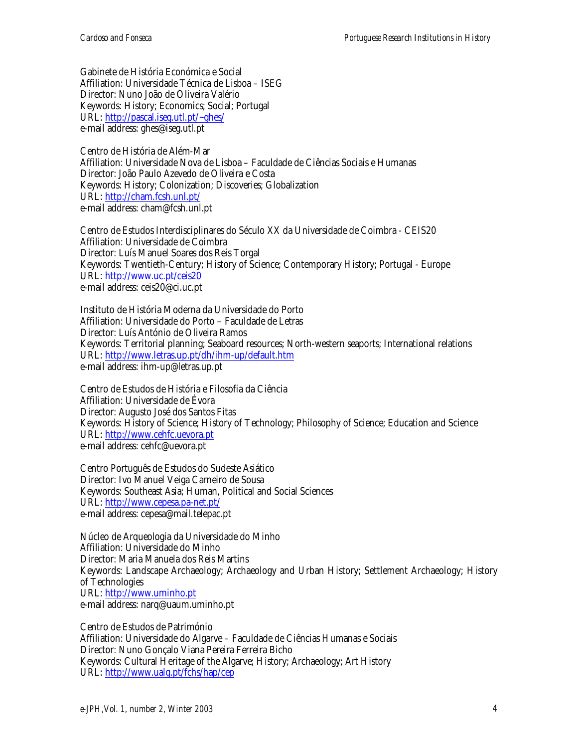Gabinete de História Económica e Social
Affiliation: Universidade Técnica de Lisboa – ISEG
Director: Nuno João de Oliveira Valério
Keywords: History; Economics; Social; Portugal
URL: http://pascal.iseg.utl.pt/~ghes/
e-mail address: ghes@iseg.utl.pt

Centro de História de Além-Mar
Affiliation: Universidade Nova de Lisboa – Faculdade de Ciências Sociais e Humanas
Director: João Paulo Azevedo de Oliveira e Costa
Keywords: History; Colonization; Discoveries; Globalization
URL: http://cham.fcsh.unl.pt/
e-mail address: cham@fcsh.unl.pt

Centro de Estudos Interdisciplinares do Século XX da Universidade de Coimbra - CEIS20
Affiliation: Universidade de Coimbra
Director: Luís Manuel Soares dos Reis Torgal
Keywords: Twentieth-Century; History of Science; Contemporary History; Portugal - Europe
URL: http://www.uc.pt/ceis20
e-mail address: ceis20@ci.uc.pt

Instituto de História Moderna da Universidade do Porto
Affiliation: Universidade do Porto – Faculdade de Letras
Director: Luís António de Oliveira Ramos
Keywords: Territorial planning; Seaboard resources; North-western seaports; International relations
URL: http://www.letras.up.pt/dh/ihm-up/default.htm
e-mail address: ihm-up@letras.up.pt

Centro de Estudos de História e Filosofia da Ciência
Affiliation: Universidade de Évora
Director: Augusto José dos Santos Fitas
Keywords: History of Science; History of Technology; Philosophy of Science; Education and Science
URL: http://www.cehfc.uevora.pt
e-mail address: cehfc@uevora.pt

Centro Português de Estudos do Sudeste Asiático
Director: Ivo Manuel Veiga Carneiro de Sousa
Keywords: Southeast Asia; Human, Political and Social Sciences
URL: http://www.cepesa.pa-net.pt/
e-mail address: cepesa@mail.telepac.pt

Núcleo de Arqueologia da Universidade do Minho
Affiliation: Universidade do Minho
Director: Maria Manuela dos Reis Martins
Keywords: Landscape Archaeology; Archaeology and Urban History; Settlement Archaeology; History of Technologies
URL: http://www.uminho.pt
e-mail address: narq@uaum.uminho.pt

Centro de Estudos de Património
Affiliation: Universidade do Algarve – Faculdade de Ciências Humanas e Sociais
Director: Nuno Gonçalo Viana Pereira Ferreira Bicho
Keywords: Cultural Heritage of the Algarve; History; Archaeology; Art History
URL: http://www.ualg.pt/fchs/hap/cep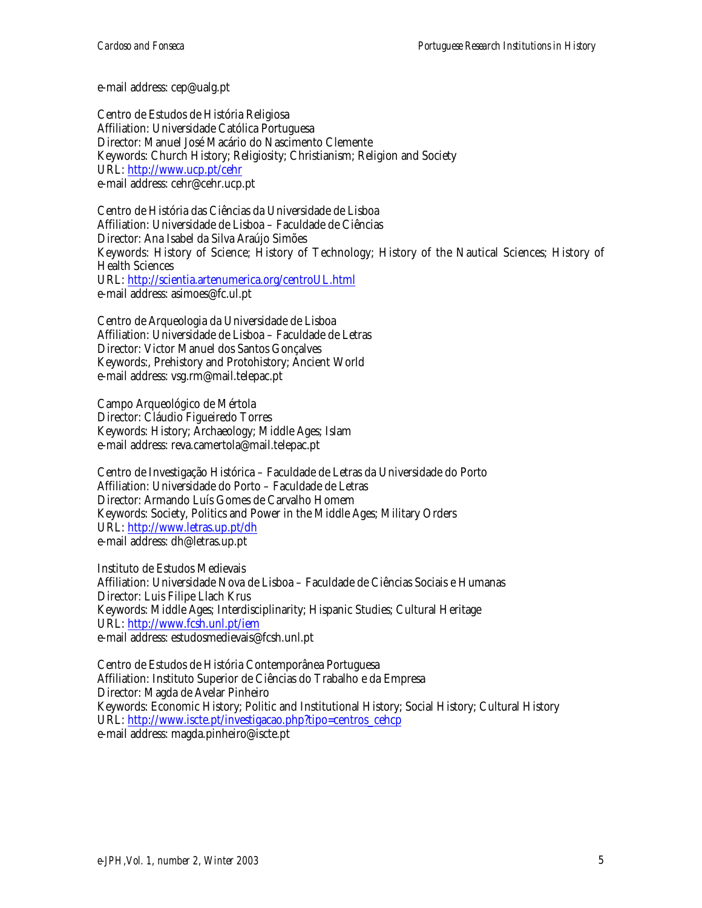e-mail address: cep@ualg.pt

Centro de Estudos de História Religiosa
Affiliation: Universidade Católica Portuguesa
Director: Manuel José Macário do Nascimento Clemente
Keywords: Church History; Religiosity; Christianism; Religion and Society
URL: [http://www.ucp.pt/cehr](http://www.ucp.pt/cehr)
e-mail address: cehr@cehr.ucp.pt

Centro de História das Ciências da Universidade de Lisboa
Affiliation: Universidade de Lisboa – Faculdade de Ciências
Director: Ana Isabel da Silva Araújo Simões
Keywords: History of Science; History of Technology; History of the Nautical Sciences; History of Health Sciences
URL: [http://scientia.artenumerica.org/centroUL.html](http://scientia.artenumerica.org/centroUL.html)
e-mail address: asimoes@fc.ul.pt

Centro de Arqueologia da Universidade de Lisboa
Affiliation: Universidade de Lisboa – Faculdade de Letras
Director: Victor Manuel dos Santos Gonçalves
Keywords:, Prehistory and Protohistory; Ancient World
e-mail address: vsg.rm@mail.telepac.pt

Campo Arqueológico de Mértola
Director: Cláudio Figueiredo Torres
Keywords: History; Archaeology; Middle Ages; Islam
e-mail address: reva.camertola@mail.telepac.pt

Centro de Investigação Histórica – Faculdade de Letras da Universidade do Porto
Affiliation: Universidade do Porto – Faculdade de Letras
Director: Armando Luís Gomes de Carvalho Homem
Keywords: Society, Politics and Power in the Middle Ages; Military Orders
URL: [http://www.letras.up.pt/dh](http://www.letras.up.pt/dh)
e-mail address: dh@letras.up.pt

Instituto de Estudos Medievais
Affiliation: Universidade Nova de Lisboa – Faculdade de Ciências Sociais e Humanas
Director: Luis Filipe Llach Krus
Keywords: Middle Ages; Interdisciplinarity; Hispanic Studies; Cultural Heritage
URL: [http://www.fcsh.unl.pt/iem](http://www.fcsh.unl.pt/iem)
e-mail address: estudosmedievais@fcsh.unl.pt

Centro de Estudos de História Contemporânea Portuguesa
Affiliation: Instituto Superior de Ciências do Trabalho e da Empresa
Director: Magda de Avelar Pinheiro
Keywords: Economic History; Politic and Institutional History; Social History; Cultural History
URL: [http://www.iscte.pt/investigacao.php?tipo=centros_cehcp](http://www.iscte.pt/investigacao.php?tipo=centros_cehcp)
e-mail address: magda.pinheiro@iscte.pt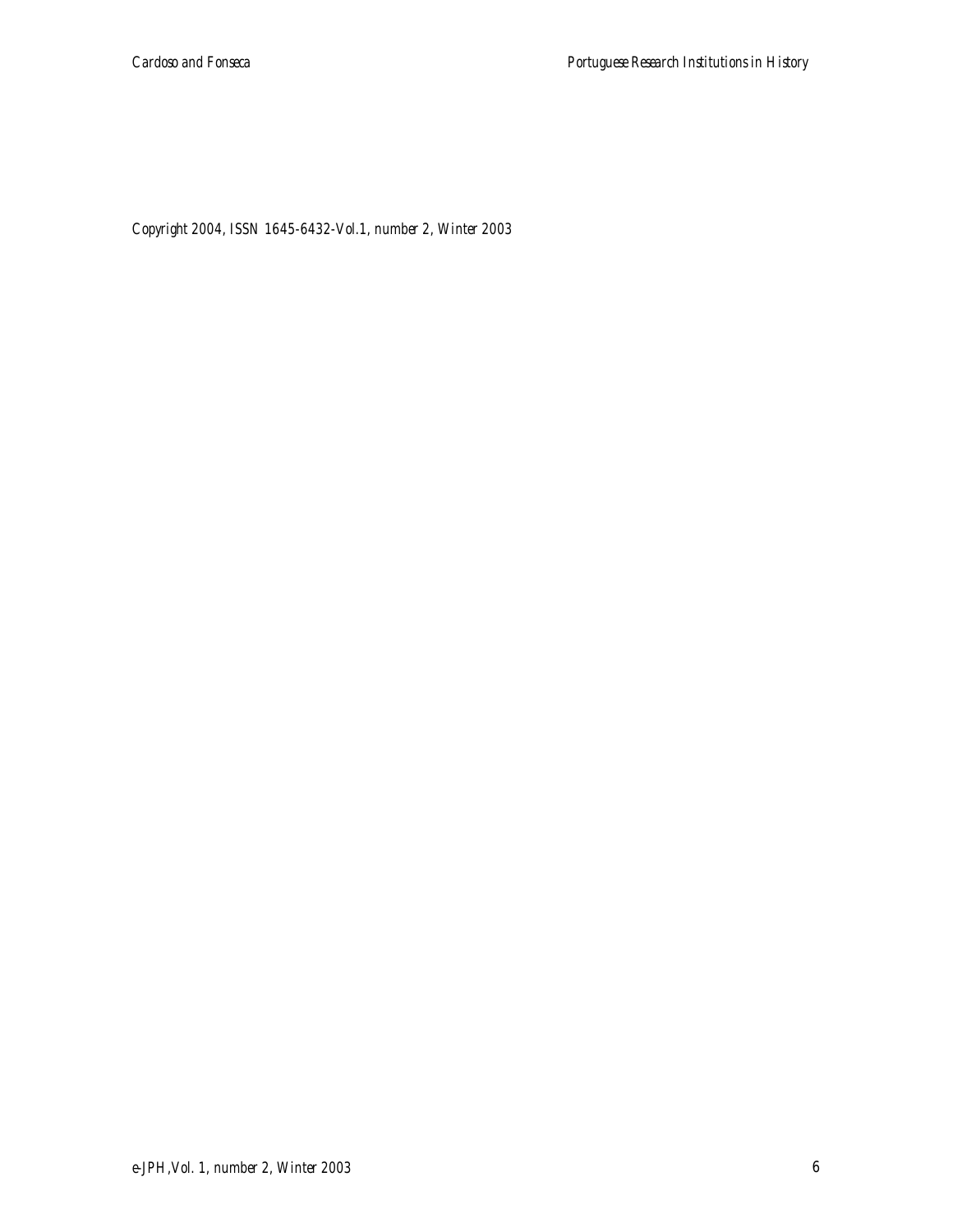*Copyright 2004, ISSN 1645-6432-Vol.1, number 2, Winter 2003*